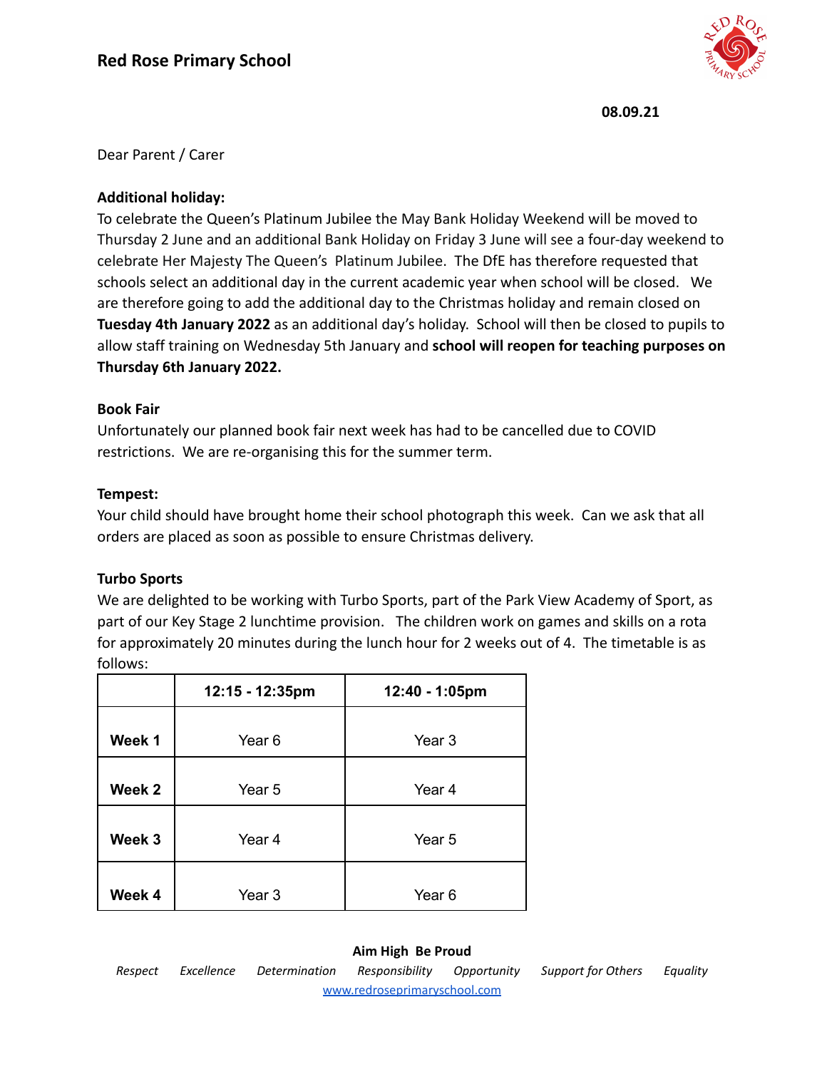# Red Rose Primary School

**08.09.21**

Dear Parent / Carer

**Additional holiday:**

To celebrate the Queen's Platinum Jubilee the May Bank Holiday Weekend will be moved to Thursday 2 June and an additional Bank Holiday on Friday 3 June will see a four-day weekend to celebrate Her Majesty The Queen's Platinum Jubilee. The DfE has therefore requested that schools select an additional day in the current academic year when school will be closed. We are therefore going to add the additional day to the Christmas holiday and remain closed on **Tuesday 4th January 2022** as an additional day's holiday. School will then be closed to pupils to allow staff training on Wednesday 5th January and **school will reopen for teaching purposes on Thursday 6th January 2022.**

**Book Fair**

Unfortunately our planned book fair next week has had to be cancelled due to COVID restrictions. We are re-organising this for the summer term.

**Tempest:**

Your child should have brought home their school photograph this week. Can we ask that all orders are placed as soon as possible to ensure Christmas delivery.

**Turbo Sports**

We are delighted to be working with Turbo Sports, part of the Park View Academy of Sport, as part of our Key Stage 2 lunchtime provision. The children work on games and skills on a rota for approximately 20 minutes during the lunch hour for 2 weeks out of 4. The timetable is as follows:

| | 12:15 - 12:35pm | 12:40 - 1:05pm |
|---|---|---|
| **Week 1** | Year 6 | Year 3 |
| **Week 2** | Year 5 | Year 4 |
| **Week 3** | Year 4 | Year 5 |
| **Week 4** | Year 3 | Year 6 |

**Aim High Be Proud**

*Respect Excellence Determination Responsibility Opportunity Support for Others Equality*

www.redroseprimaryschool.com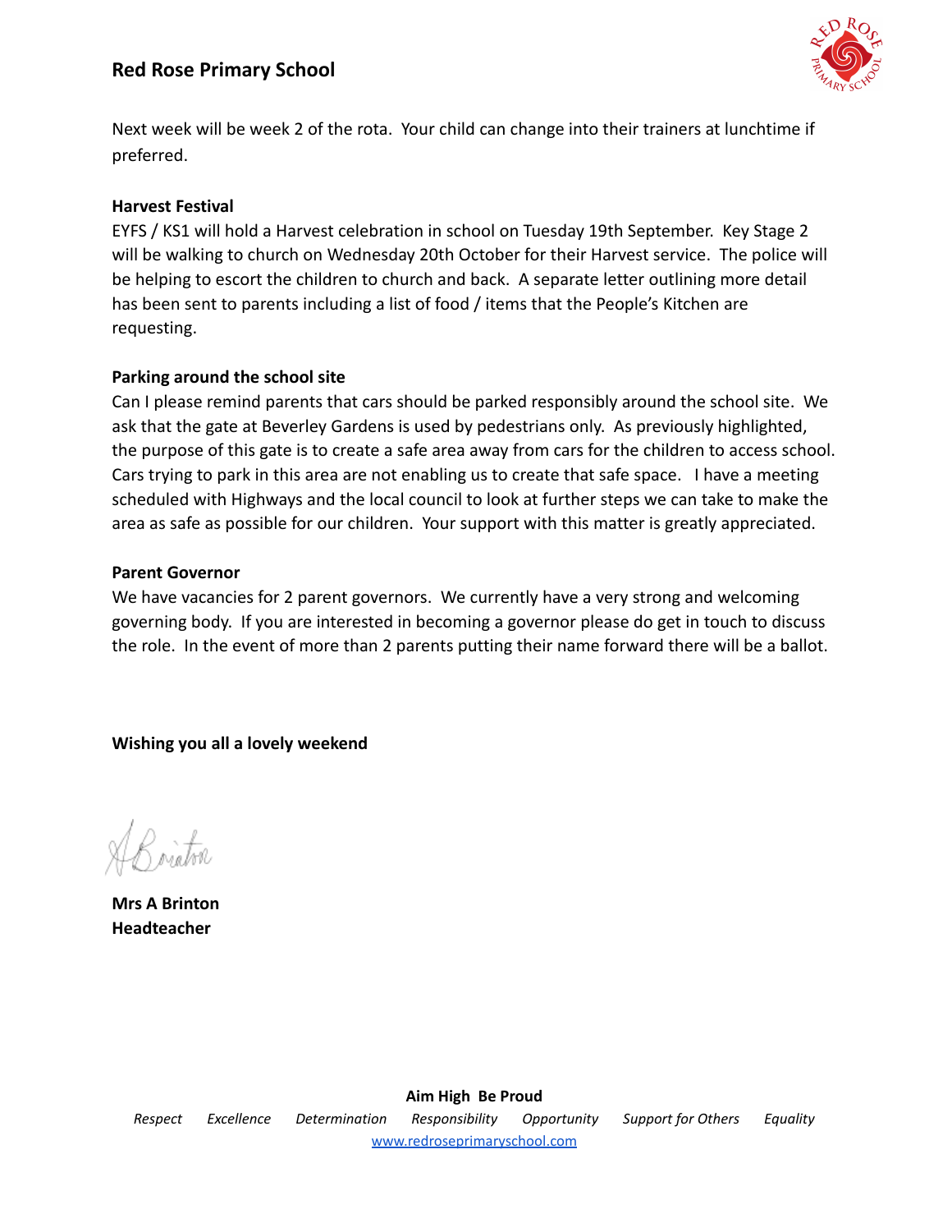Next week will be week 2 of the rota. Your child can change into their trainers at lunchtime if preferred.

**Harvest Festival**

EYFS / KS1 will hold a Harvest celebration in school on Tuesday 19th September. Key Stage 2 will be walking to church on Wednesday 20th October for their Harvest service. The police will be helping to escort the children to church and back. A separate letter outlining more detail has been sent to parents including a list of food / items that the People's Kitchen are requesting.

**Parking around the school site**

Can I please remind parents that cars should be parked responsibly around the school site. We ask that the gate at Beverley Gardens is used by pedestrians only. As previously highlighted, the purpose of this gate is to create a safe area away from cars for the children to access school. Cars trying to park in this area are not enabling us to create that safe space. I have a meeting scheduled with Highways and the local council to look at further steps we can take to make the area as safe as possible for our children. Your support with this matter is greatly appreciated.

**Parent Governor**

We have vacancies for 2 parent governors. We currently have a very strong and welcoming governing body. If you are interested in becoming a governor please do get in touch to discuss the role. In the event of more than 2 parents putting their name forward there will be a ballot.

**Wishing you all a lovely weekend**

A Brinton

**Mrs A Brinton**
**Headteacher**

**Aim High Be Proud**

*Respect* *Excellence* *Determination* *Responsibility* *Opportunity* *Support for Others* *Equality*

www.redroseprimaryschool.com